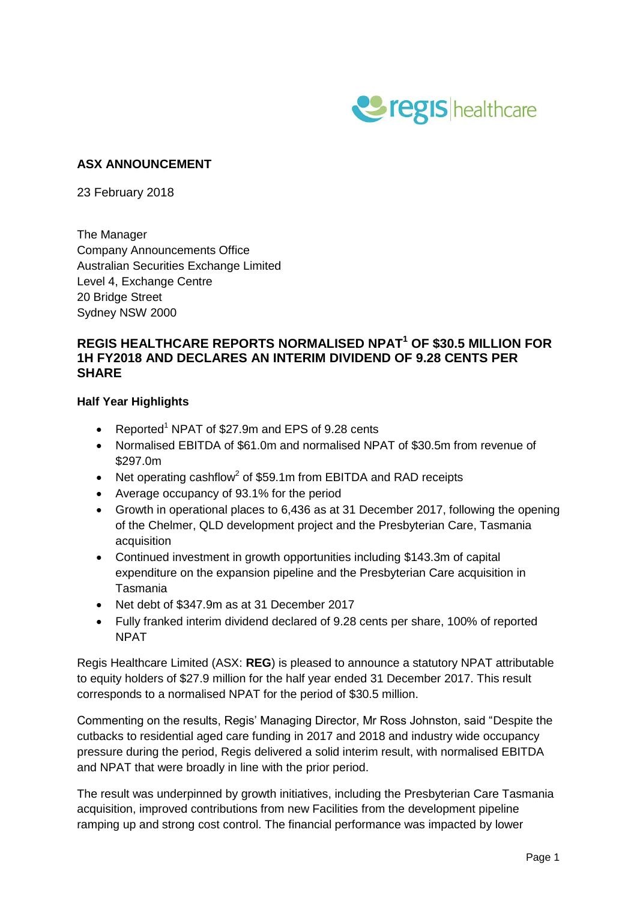**ASX ANNOUNCEMENT**

23 February 2018

The Manager
Company Announcements Office
Australian Securities Exchange Limited
Level 4, Exchange Centre
20 Bridge Street
Sydney NSW 2000

## REGIS HEALTHCARE REPORTS NORMALISED NPAT[1] OF $30.5 MILLION FOR 1H FY2018 AND DECLARES AN INTERIM DIVIDEND OF 9.28 CENTS PER SHARE

### Half Year Highlights

- Reported[1] NPAT of $27.9m and EPS of 9.28 cents
- Normalised EBITDA of $61.0m and normalised NPAT of $30.5m from revenue of $297.0m
- Net operating cashflow[2] of $59.1m from EBITDA and RAD receipts
- Average occupancy of 93.1% for the period
- Growth in operational places to 6,436 as at 31 December 2017, following the opening of the Chelmer, QLD development project and the Presbyterian Care, Tasmania acquisition
- Continued investment in growth opportunities including $143.3m of capital expenditure on the expansion pipeline and the Presbyterian Care acquisition in Tasmania
- Net debt of $347.9m as at 31 December 2017
- Fully franked interim dividend declared of 9.28 cents per share, 100% of reported NPAT

Regis Healthcare Limited (ASX: **REG**) is pleased to announce a statutory NPAT attributable to equity holders of $27.9 million for the half year ended 31 December 2017. This result corresponds to a normalised NPAT for the period of $30.5 million.

Commenting on the results, Regis' Managing Director, Mr Ross Johnston, said "Despite the cutbacks to residential aged care funding in 2017 and 2018 and industry wide occupancy pressure during the period, Regis delivered a solid interim result, with normalised EBITDA and NPAT that were broadly in line with the prior period.

The result was underpinned by growth initiatives, including the Presbyterian Care Tasmania acquisition, improved contributions from new Facilities from the development pipeline ramping up and strong cost control. The financial performance was impacted by lower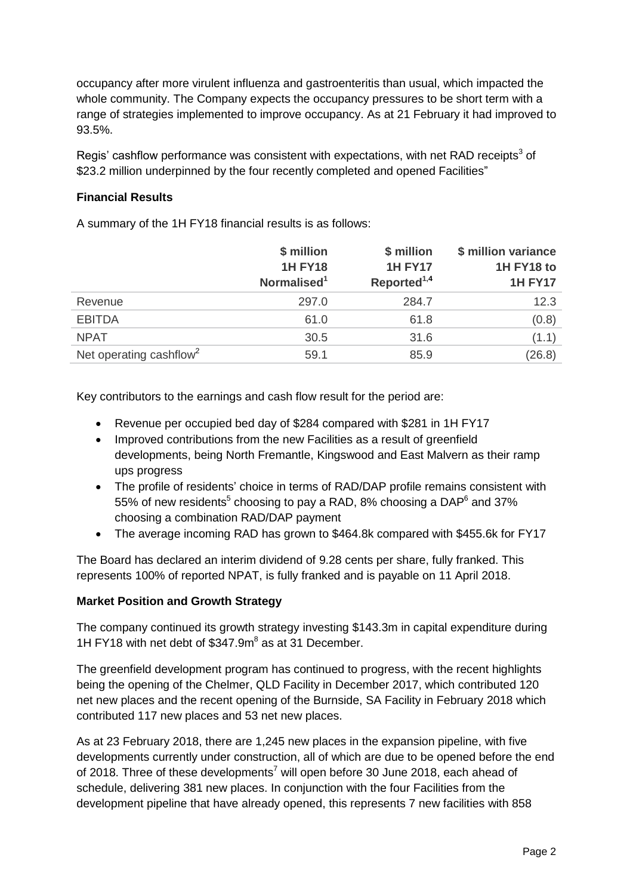occupancy after more virulent influenza and gastroenteritis than usual, which impacted the whole community. The Company expects the occupancy pressures to be short term with a range of strategies implemented to improve occupancy. As at 21 February it had improved to 93.5%.

Regis' cashflow performance was consistent with expectations, with net RAD receipts[3] of $23.2 million underpinned by the four recently completed and opened Facilities"

**Financial Results**

A summary of the 1H FY18 financial results is as follows:

| | **\$ million 1H FY18 Normalised[1]** | **\$ million 1H FY17 Reported[1,4]** | **\$ million variance 1H FY18 to 1H FY17** |
|---|---|---|---|
| Revenue | 297.0 | 284.7 | 12.3 |
| EBITDA | 61.0 | 61.8 | (0.8) |
| NPAT | 30.5 | 31.6 | (1.1) |
| Net operating cashflow[2] | 59.1 | 85.9 | (26.8) |

Key contributors to the earnings and cash flow result for the period are:

- Revenue per occupied bed day of $284 compared with $281 in 1H FY17
- Improved contributions from the new Facilities as a result of greenfield developments, being North Fremantle, Kingswood and East Malvern as their ramp ups progress
- The profile of residents' choice in terms of RAD/DAP profile remains consistent with 55% of new residents[5] choosing to pay a RAD, 8% choosing a DAP[6] and 37% choosing a combination RAD/DAP payment
- The average incoming RAD has grown to $464.8k compared with $455.6k for FY17

The Board has declared an interim dividend of 9.28 cents per share, fully franked. This represents 100% of reported NPAT, is fully franked and is payable on 11 April 2018.

**Market Position and Growth Strategy**

The company continued its growth strategy investing $143.3m in capital expenditure during 1H FY18 with net debt of $347.9m[8] as at 31 December.

The greenfield development program has continued to progress, with the recent highlights being the opening of the Chelmer, QLD Facility in December 2017, which contributed 120 net new places and the recent opening of the Burnside, SA Facility in February 2018 which contributed 117 new places and 53 net new places.

As at 23 February 2018, there are 1,245 new places in the expansion pipeline, with five developments currently under construction, all of which are due to be opened before the end of 2018. Three of these developments[7] will open before 30 June 2018, each ahead of schedule, delivering 381 new places. In conjunction with the four Facilities from the development pipeline that have already opened, this represents 7 new facilities with 858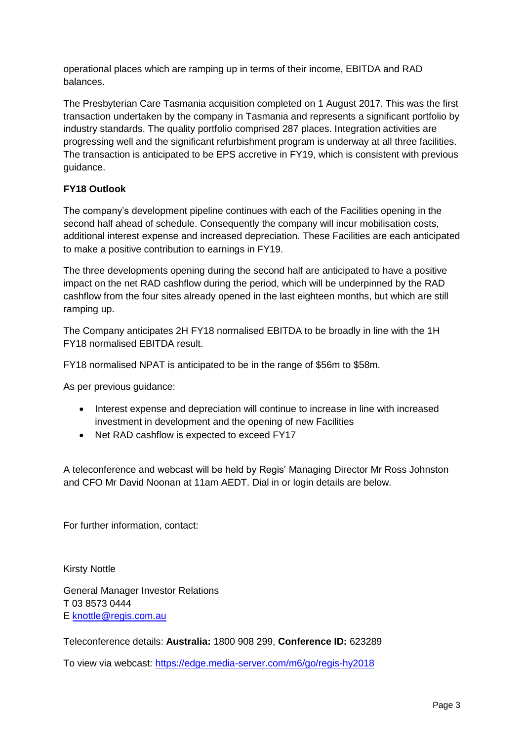operational places which are ramping up in terms of their income, EBITDA and RAD balances.

The Presbyterian Care Tasmania acquisition completed on 1 August 2017. This was the first transaction undertaken by the company in Tasmania and represents a significant portfolio by industry standards. The quality portfolio comprised 287 places. Integration activities are progressing well and the significant refurbishment program is underway at all three facilities. The transaction is anticipated to be EPS accretive in FY19, which is consistent with previous guidance.

**FY18 Outlook**

The company's development pipeline continues with each of the Facilities opening in the second half ahead of schedule. Consequently the company will incur mobilisation costs, additional interest expense and increased depreciation. These Facilities are each anticipated to make a positive contribution to earnings in FY19.

The three developments opening during the second half are anticipated to have a positive impact on the net RAD cashflow during the period, which will be underpinned by the RAD cashflow from the four sites already opened in the last eighteen months, but which are still ramping up.

The Company anticipates 2H FY18 normalised EBITDA to be broadly in line with the 1H FY18 normalised EBITDA result.

FY18 normalised NPAT is anticipated to be in the range of $56m to $58m.

As per previous guidance:

- Interest expense and depreciation will continue to increase in line with increased investment in development and the opening of new Facilities
- Net RAD cashflow is expected to exceed FY17

A teleconference and webcast will be held by Regis' Managing Director Mr Ross Johnston and CFO Mr David Noonan at 11am AEDT. Dial in or login details are below.

For further information, contact:

Kirsty Nottle

General Manager Investor Relations
T 03 8573 0444
E knottle@regis.com.au

Teleconference details: **Australia:** 1800 908 299, **Conference ID:** 623289

To view via webcast: https://edge.media-server.com/m6/go/regis-hy2018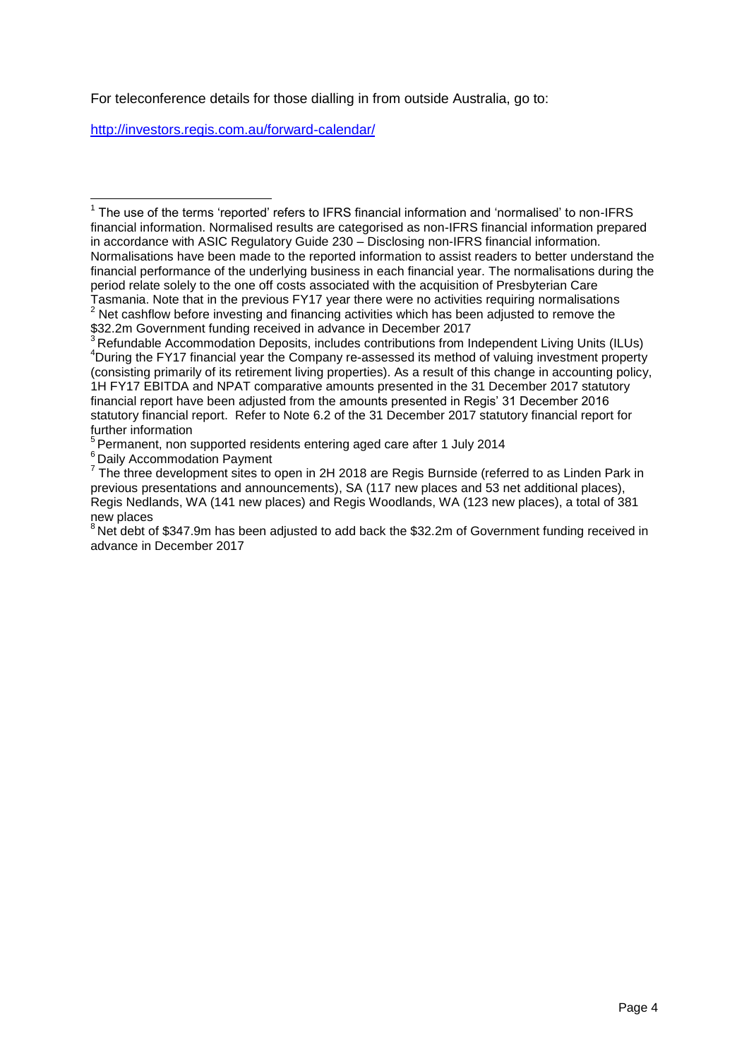For teleconference details for those dialling in from outside Australia, go to:

http://investors.regis.com.au/forward-calendar/

---

[1] The use of the terms 'reported' refers to IFRS financial information and 'normalised' to non-IFRS financial information. Normalised results are categorised as non-IFRS financial information prepared in accordance with ASIC Regulatory Guide 230 – Disclosing non-IFRS financial information. Normalisations have been made to the reported information to assist readers to better understand the financial performance of the underlying business in each financial year. The normalisations during the period relate solely to the one off costs associated with the acquisition of Presbyterian Care Tasmania. Note that in the previous FY17 year there were no activities requiring normalisations

[2] Net cashflow before investing and financing activities which has been adjusted to remove the $32.2m Government funding received in advance in December 2017

[3] Refundable Accommodation Deposits, includes contributions from Independent Living Units (ILUs)

[4] During the FY17 financial year the Company re-assessed its method of valuing investment property (consisting primarily of its retirement living properties). As a result of this change in accounting policy, 1H FY17 EBITDA and NPAT comparative amounts presented in the 31 December 2017 statutory financial report have been adjusted from the amounts presented in Regis' 31 December 2016 statutory financial report. Refer to Note 6.2 of the 31 December 2017 statutory financial report for further information

[5] Permanent, non supported residents entering aged care after 1 July 2014

[6] Daily Accommodation Payment

[7] The three development sites to open in 2H 2018 are Regis Burnside (referred to as Linden Park in previous presentations and announcements), SA (117 new places and 53 net additional places), Regis Nedlands, WA (141 new places) and Regis Woodlands, WA (123 new places), a total of 381 new places

[8] Net debt of $347.9m has been adjusted to add back the $32.2m of Government funding received in advance in December 2017